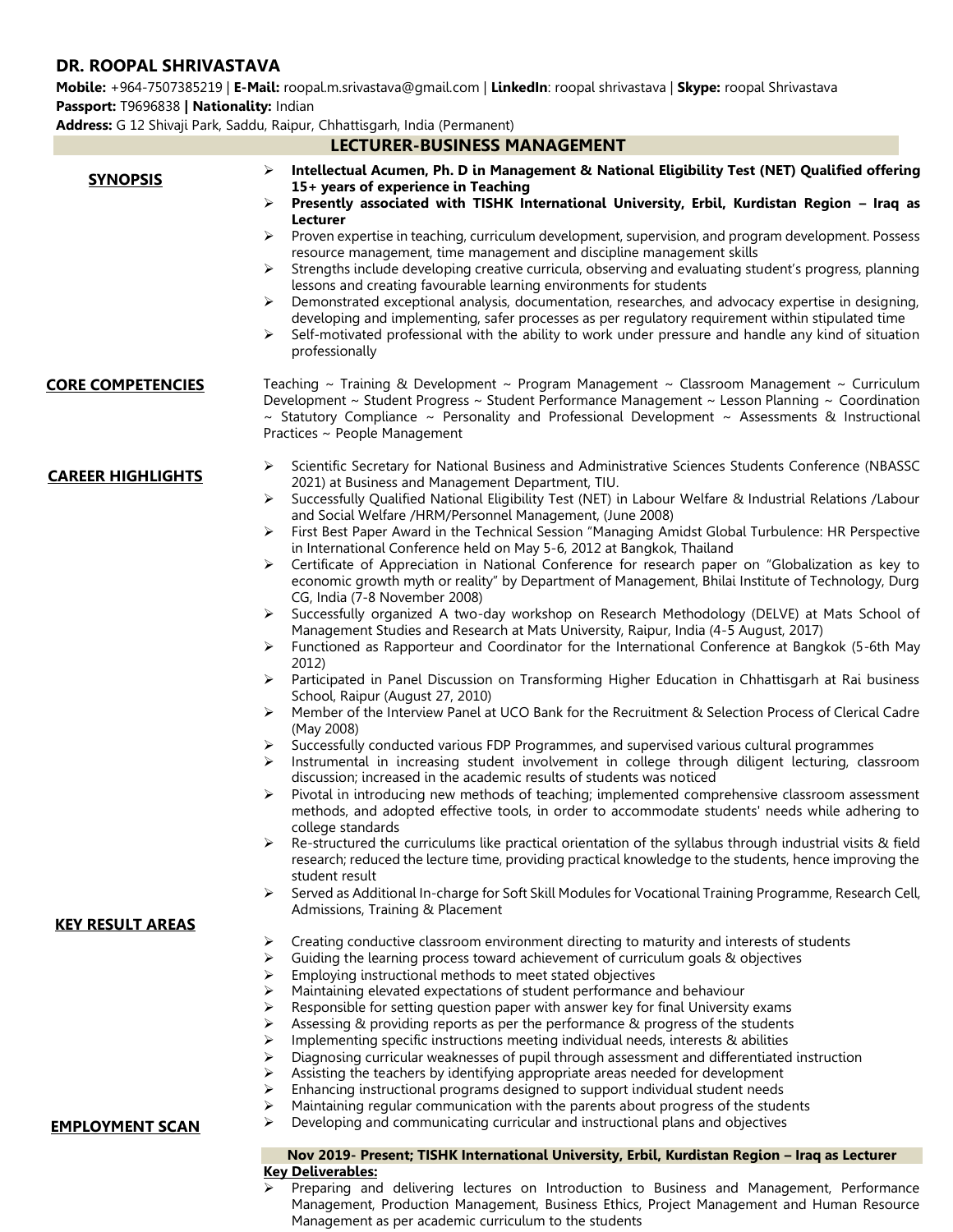# DR. ROOPAL SHRIVASTAVA

**Mobile:** +964-7507385219 | **E-Mail:** roopal.m.srivastava@gmail.com | **LinkedIn**: roopal shrivastava | **Skype:** roopal Shrivastava
**Passport:** T9696838 **| Nationality:** Indian
**Address:** G 12 Shivaji Park, Saddu, Raipur, Chhattisgarh, India (Permanent)

## LECTURER-BUSINESS MANAGEMENT

### SYNOPSIS

- **Intellectual Acumen, Ph. D in Management & National Eligibility Test (NET) Qualified offering 15+ years of experience in Teaching**
- **Presently associated with TISHK International University, Erbil, Kurdistan Region – Iraq as Lecturer**
- Proven expertise in teaching, curriculum development, supervision, and program development. Possess resource management, time management and discipline management skills
- Strengths include developing creative curricula, observing and evaluating student's progress, planning lessons and creating favourable learning environments for students
- Demonstrated exceptional analysis, documentation, researches, and advocacy expertise in designing, developing and implementing, safer processes as per regulatory requirement within stipulated time
- Self-motivated professional with the ability to work under pressure and handle any kind of situation professionally

### CORE COMPETENCIES

Teaching ~ Training & Development ~ Program Management ~ Classroom Management ~ Curriculum Development ~ Student Progress ~ Student Performance Management ~ Lesson Planning ~ Coordination ~ Statutory Compliance ~ Personality and Professional Development ~ Assessments & Instructional Practices ~ People Management

### CAREER HIGHLIGHTS

- Scientific Secretary for National Business and Administrative Sciences Students Conference (NBASSC 2021) at Business and Management Department, TIU.
- Successfully Qualified National Eligibility Test (NET) in Labour Welfare & Industrial Relations /Labour and Social Welfare /HRM/Personnel Management, (June 2008)
- First Best Paper Award in the Technical Session "Managing Amidst Global Turbulence: HR Perspective in International Conference held on May 5-6, 2012 at Bangkok, Thailand
- Certificate of Appreciation in National Conference for research paper on "Globalization as key to economic growth myth or reality" by Department of Management, Bhilai Institute of Technology, Durg CG, India (7-8 November 2008)
- Successfully organized A two-day workshop on Research Methodology (DELVE) at Mats School of Management Studies and Research at Mats University, Raipur, India (4-5 August, 2017)
- Functioned as Rapporteur and Coordinator for the International Conference at Bangkok (5-6th May 2012)
- Participated in Panel Discussion on Transforming Higher Education in Chhattisgarh at Rai business School, Raipur (August 27, 2010)
- Member of the Interview Panel at UCO Bank for the Recruitment & Selection Process of Clerical Cadre (May 2008)
- Successfully conducted various FDP Programmes, and supervised various cultural programmes
- Instrumental in increasing student involvement in college through diligent lecturing, classroom discussion; increased in the academic results of students was noticed
- Pivotal in introducing new methods of teaching; implemented comprehensive classroom assessment methods, and adopted effective tools, in order to accommodate students' needs while adhering to college standards
- Re-structured the curriculums like practical orientation of the syllabus through industrial visits & field research; reduced the lecture time, providing practical knowledge to the students, hence improving the student result
- Served as Additional In-charge for Soft Skill Modules for Vocational Training Programme, Research Cell, Admissions, Training & Placement

### KEY RESULT AREAS

- Creating conductive classroom environment directing to maturity and interests of students
- Guiding the learning process toward achievement of curriculum goals & objectives
- Employing instructional methods to meet stated objectives
- Maintaining elevated expectations of student performance and behaviour
- Responsible for setting question paper with answer key for final University exams
- Assessing & providing reports as per the performance & progress of the students
- Implementing specific instructions meeting individual needs, interests & abilities
- Diagnosing curricular weaknesses of pupil through assessment and differentiated instruction
- Assisting the teachers by identifying appropriate areas needed for development
- Enhancing instructional programs designed to support individual student needs
- Maintaining regular communication with the parents about progress of the students
- Developing and communicating curricular and instructional plans and objectives

### EMPLOYMENT SCAN

**Nov 2019- Present; TISHK International University, Erbil, Kurdistan Region – Iraq as Lecturer**

**Key Deliverables:**

- Preparing and delivering lectures on Introduction to Business and Management, Performance Management, Production Management, Business Ethics, Project Management and Human Resource Management as per academic curriculum to the students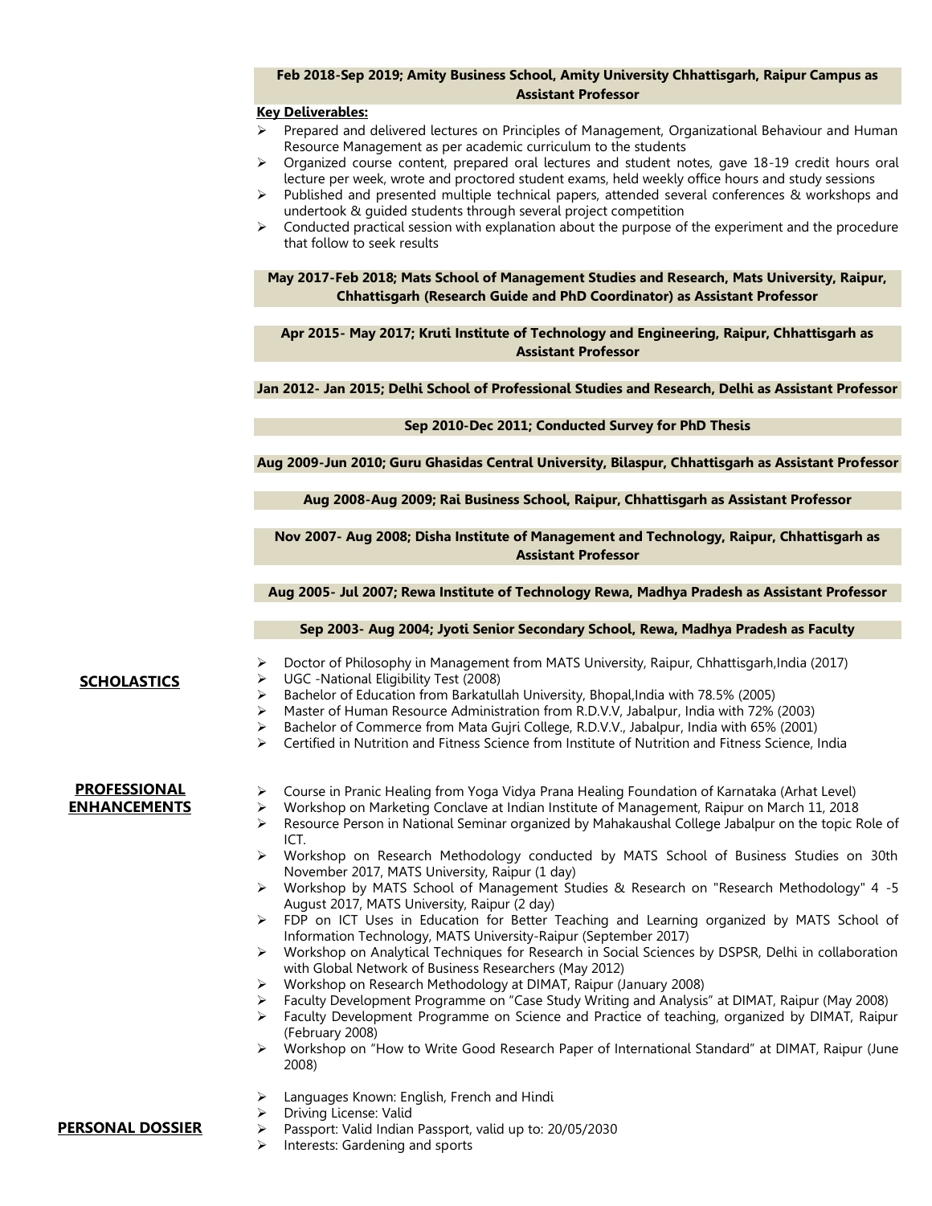**Feb 2018-Sep 2019; Amity Business School, Amity University Chhattisgarh, Raipur Campus as Assistant Professor**

**Key Deliverables:**

- Prepared and delivered lectures on Principles of Management, Organizational Behaviour and Human Resource Management as per academic curriculum to the students
- Organized course content, prepared oral lectures and student notes, gave 18-19 credit hours oral lecture per week, wrote and proctored student exams, held weekly office hours and study sessions
- Published and presented multiple technical papers, attended several conferences & workshops and undertook & guided students through several project competition
- Conducted practical session with explanation about the purpose of the experiment and the procedure that follow to seek results

**May 2017-Feb 2018; Mats School of Management Studies and Research, Mats University, Raipur, Chhattisgarh (Research Guide and PhD Coordinator) as Assistant Professor**

**Apr 2015- May 2017; Kruti Institute of Technology and Engineering, Raipur, Chhattisgarh as Assistant Professor**

**Jan 2012- Jan 2015; Delhi School of Professional Studies and Research, Delhi as Assistant Professor**

**Sep 2010-Dec 2011; Conducted Survey for PhD Thesis**

**Aug 2009-Jun 2010; Guru Ghasidas Central University, Bilaspur, Chhattisgarh as Assistant Professor**

**Aug 2008-Aug 2009; Rai Business School, Raipur, Chhattisgarh as Assistant Professor**

**Nov 2007- Aug 2008; Disha Institute of Management and Technology, Raipur, Chhattisgarh as Assistant Professor**

**Aug 2005- Jul 2007; Rewa Institute of Technology Rewa, Madhya Pradesh as Assistant Professor**

**Sep 2003- Aug 2004; Jyoti Senior Secondary School, Rewa, Madhya Pradesh as Faculty**

## SCHOLASTICS

- Doctor of Philosophy in Management from MATS University, Raipur, Chhattisgarh,India (2017)
- UGC -National Eligibility Test (2008)
- Bachelor of Education from Barkatullah University, Bhopal,India with 78.5% (2005)
- Master of Human Resource Administration from R.D.V.V, Jabalpur, India with 72% (2003)
- Bachelor of Commerce from Mata Gujri College, R.D.V.V., Jabalpur, India with 65% (2001)
- Certified in Nutrition and Fitness Science from Institute of Nutrition and Fitness Science, India

## PROFESSIONAL ENHANCEMENTS

- Course in Pranic Healing from Yoga Vidya Prana Healing Foundation of Karnataka (Arhat Level)
- Workshop on Marketing Conclave at Indian Institute of Management, Raipur on March 11, 2018
- Resource Person in National Seminar organized by Mahakaushal College Jabalpur on the topic Role of ICT.
- Workshop on Research Methodology conducted by MATS School of Business Studies on 30th November 2017, MATS University, Raipur (1 day)
- Workshop by MATS School of Management Studies & Research on "Research Methodology" 4 -5 August 2017, MATS University, Raipur (2 day)
- FDP on ICT Uses in Education for Better Teaching and Learning organized by MATS School of Information Technology, MATS University-Raipur (September 2017)
- Workshop on Analytical Techniques for Research in Social Sciences by DSPSR, Delhi in collaboration with Global Network of Business Researchers (May 2012)
- Workshop on Research Methodology at DIMAT, Raipur (January 2008)
- Faculty Development Programme on "Case Study Writing and Analysis" at DIMAT, Raipur (May 2008)
- Faculty Development Programme on Science and Practice of teaching, organized by DIMAT, Raipur (February 2008)
- Workshop on "How to Write Good Research Paper of International Standard" at DIMAT, Raipur (June 2008)

## PERSONAL DOSSIER

- Languages Known: English, French and Hindi
- Driving License: Valid
- Passport: Valid Indian Passport, valid up to: 20/05/2030
- Interests: Gardening and sports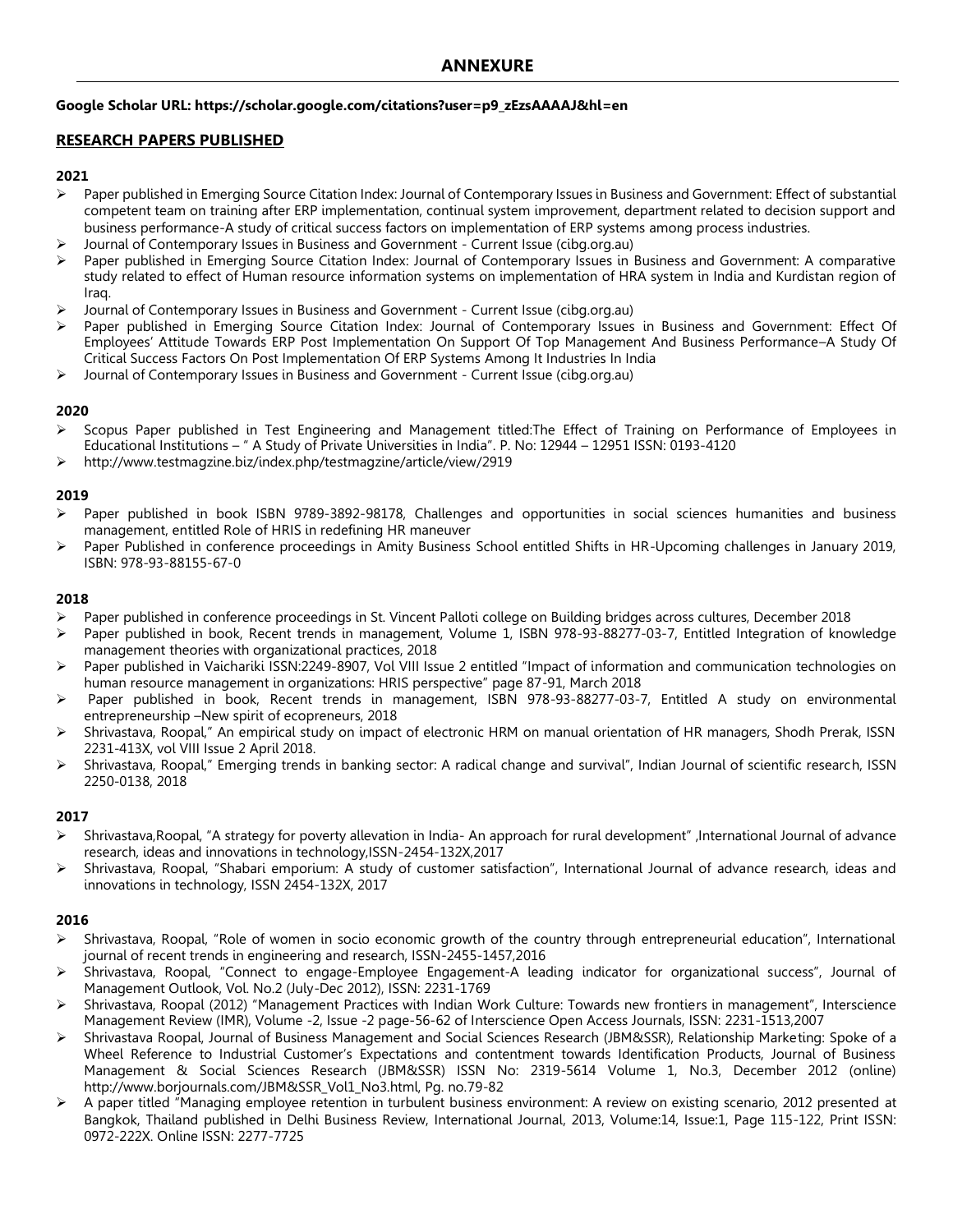# ANNEXURE

**Google Scholar URL: https://scholar.google.com/citations?user=p9_zEzsAAAAJ&hl=en**

## RESEARCH PAPERS PUBLISHED

### 2021

- Paper published in Emerging Source Citation Index: Journal of Contemporary Issues in Business and Government: Effect of substantial competent team on training after ERP implementation, continual system improvement, department related to decision support and business performance-A study of critical success factors on implementation of ERP systems among process industries.
- Journal of Contemporary Issues in Business and Government - Current Issue (cibg.org.au)
- Paper published in Emerging Source Citation Index: Journal of Contemporary Issues in Business and Government: A comparative study related to effect of Human resource information systems on implementation of HRA system in India and Kurdistan region of Iraq.
- Journal of Contemporary Issues in Business and Government - Current Issue (cibg.org.au)
- Paper published in Emerging Source Citation Index: Journal of Contemporary Issues in Business and Government: Effect Of Employees' Attitude Towards ERP Post Implementation On Support Of Top Management And Business Performance–A Study Of Critical Success Factors On Post Implementation Of ERP Systems Among It Industries In India
- Journal of Contemporary Issues in Business and Government - Current Issue (cibg.org.au)

### 2020

- Scopus Paper published in Test Engineering and Management titled:The Effect of Training on Performance of Employees in Educational Institutions – " A Study of Private Universities in India". P. No: 12944 – 12951 ISSN: 0193-4120
- http://www.testmagzine.biz/index.php/testmagzine/article/view/2919

### 2019

- Paper published in book ISBN 9789-3892-98178, Challenges and opportunities in social sciences humanities and business management, entitled Role of HRIS in redefining HR maneuver
- Paper Published in conference proceedings in Amity Business School entitled Shifts in HR-Upcoming challenges in January 2019, ISBN: 978-93-88155-67-0

### 2018

- Paper published in conference proceedings in St. Vincent Palloti college on Building bridges across cultures, December 2018
- Paper published in book, Recent trends in management, Volume 1, ISBN 978-93-88277-03-7, Entitled Integration of knowledge management theories with organizational practices, 2018
- Paper published in Vaichariki ISSN:2249-8907, Vol VIII Issue 2 entitled "Impact of information and communication technologies on human resource management in organizations: HRIS perspective" page 87-91, March 2018
- Paper published in book, Recent trends in management, ISBN 978-93-88277-03-7, Entitled A study on environmental entrepreneurship –New spirit of ecopreneurs, 2018
- Shrivastava, Roopal," An empirical study on impact of electronic HRM on manual orientation of HR managers, Shodh Prerak, ISSN 2231-413X, vol VIII Issue 2 April 2018.
- Shrivastava, Roopal," Emerging trends in banking sector: A radical change and survival", Indian Journal of scientific research, ISSN 2250-0138, 2018

### 2017

- Shrivastava,Roopal, "A strategy for poverty allevation in India- An approach for rural development" ,International Journal of advance research, ideas and innovations in technology,ISSN-2454-132X,2017
- Shrivastava, Roopal, "Shabari emporium: A study of customer satisfaction", International Journal of advance research, ideas and innovations in technology, ISSN 2454-132X, 2017

### 2016

- Shrivastava, Roopal, "Role of women in socio economic growth of the country through entrepreneurial education", International journal of recent trends in engineering and research, ISSN-2455-1457,2016
- Shrivastava, Roopal, "Connect to engage-Employee Engagement-A leading indicator for organizational success", Journal of Management Outlook, Vol. No.2 (July-Dec 2012), ISSN: 2231-1769
- Shrivastava, Roopal (2012) "Management Practices with Indian Work Culture: Towards new frontiers in management", Interscience Management Review (IMR), Volume -2, Issue -2 page-56-62 of Interscience Open Access Journals, ISSN: 2231-1513,2007
- Shrivastava Roopal, Journal of Business Management and Social Sciences Research (JBM&SSR), Relationship Marketing: Spoke of a Wheel Reference to Industrial Customer's Expectations and contentment towards Identification Products, Journal of Business Management & Social Sciences Research (JBM&SSR) ISSN No: 2319-5614 Volume 1, No.3, December 2012 (online) http://www.borjournals.com/JBM&SSR_Vol1_No3.html, Pg. no.79-82
- A paper titled "Managing employee retention in turbulent business environment: A review on existing scenario, 2012 presented at Bangkok, Thailand published in Delhi Business Review, International Journal, 2013, Volume:14, Issue:1, Page 115-122, Print ISSN: 0972-222X. Online ISSN: 2277-7725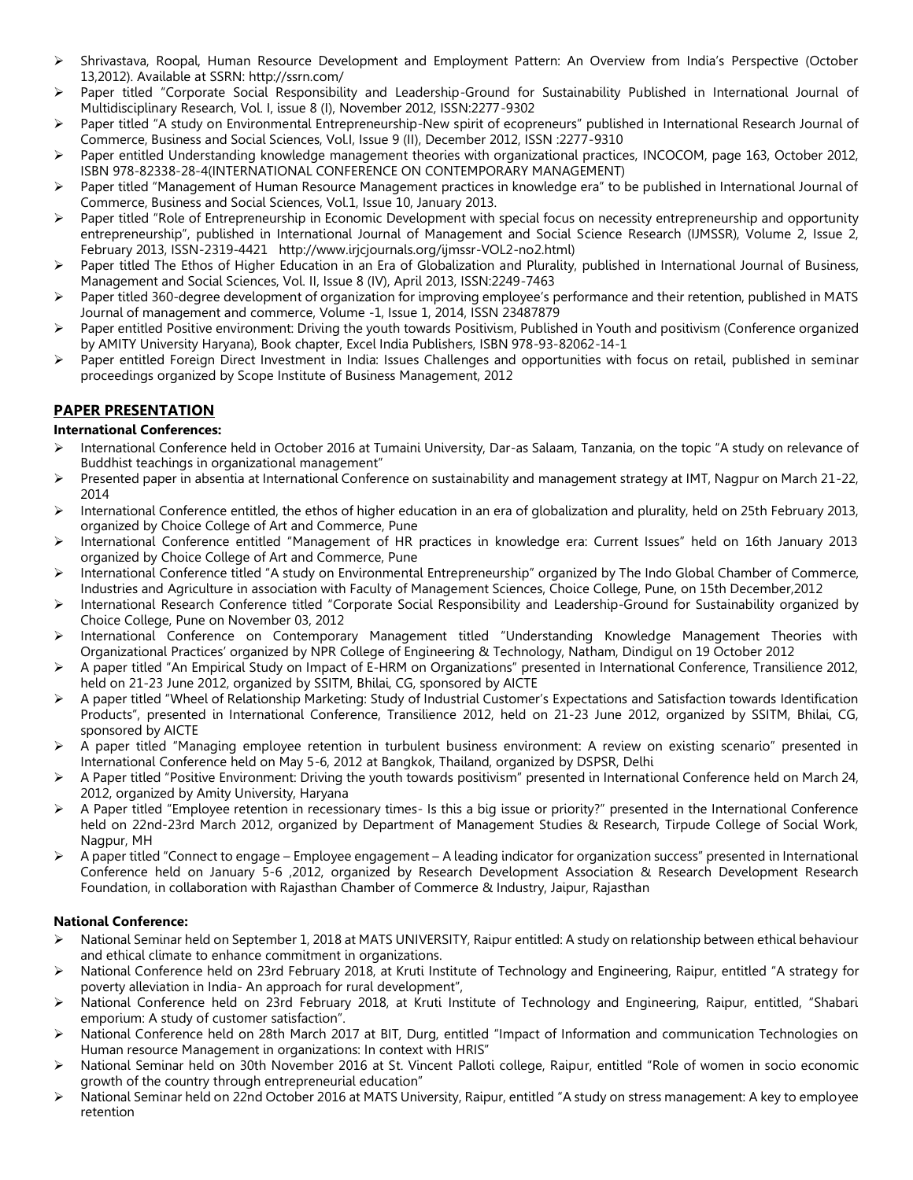- Shrivastava, Roopal, Human Resource Development and Employment Pattern: An Overview from India's Perspective (October 13,2012). Available at SSRN: http://ssrn.com/
- Paper titled "Corporate Social Responsibility and Leadership-Ground for Sustainability Published in International Journal of Multidisciplinary Research, Vol. I, issue 8 (I), November 2012, ISSN:2277-9302
- Paper titled "A study on Environmental Entrepreneurship-New spirit of ecopreneurs" published in International Research Journal of Commerce, Business and Social Sciences, Vol.I, Issue 9 (II), December 2012, ISSN :2277-9310
- Paper entitled Understanding knowledge management theories with organizational practices, INCOCOM, page 163, October 2012, ISBN 978-82338-28-4(INTERNATIONAL CONFERENCE ON CONTEMPORARY MANAGEMENT)
- Paper titled "Management of Human Resource Management practices in knowledge era" to be published in International Journal of Commerce, Business and Social Sciences, Vol.1, Issue 10, January 2013.
- Paper titled "Role of Entrepreneurship in Economic Development with special focus on necessity entrepreneurship and opportunity entrepreneurship", published in International Journal of Management and Social Science Research (IJMSSR), Volume 2, Issue 2, February 2013, ISSN-2319-4421 http://www.irjcjournals.org/ijmssr-VOL2-no2.html)
- Paper titled The Ethos of Higher Education in an Era of Globalization and Plurality, published in International Journal of Business, Management and Social Sciences, Vol. II, Issue 8 (IV), April 2013, ISSN:2249-7463
- Paper titled 360-degree development of organization for improving employee's performance and their retention, published in MATS Journal of management and commerce, Volume -1, Issue 1, 2014, ISSN 23487879
- Paper entitled Positive environment: Driving the youth towards Positivism, Published in Youth and positivism (Conference organized by AMITY University Haryana), Book chapter, Excel India Publishers, ISBN 978-93-82062-14-1
- Paper entitled Foreign Direct Investment in India: Issues Challenges and opportunities with focus on retail, published in seminar proceedings organized by Scope Institute of Business Management, 2012

## PAPER PRESENTATION

**International Conferences:**

- International Conference held in October 2016 at Tumaini University, Dar-as Salaam, Tanzania, on the topic "A study on relevance of Buddhist teachings in organizational management"
- Presented paper in absentia at International Conference on sustainability and management strategy at IMT, Nagpur on March 21-22, 2014
- International Conference entitled, the ethos of higher education in an era of globalization and plurality, held on 25th February 2013, organized by Choice College of Art and Commerce, Pune
- International Conference entitled "Management of HR practices in knowledge era: Current Issues" held on 16th January 2013 organized by Choice College of Art and Commerce, Pune
- International Conference titled "A study on Environmental Entrepreneurship" organized by The Indo Global Chamber of Commerce, Industries and Agriculture in association with Faculty of Management Sciences, Choice College, Pune, on 15th December,2012
- International Research Conference titled "Corporate Social Responsibility and Leadership-Ground for Sustainability organized by Choice College, Pune on November 03, 2012
- International Conference on Contemporary Management titled "Understanding Knowledge Management Theories with Organizational Practices' organized by NPR College of Engineering & Technology, Natham, Dindigul on 19 October 2012
- A paper titled "An Empirical Study on Impact of E-HRM on Organizations" presented in International Conference, Transilience 2012, held on 21-23 June 2012, organized by SSITM, Bhilai, CG, sponsored by AICTE
- A paper titled "Wheel of Relationship Marketing: Study of Industrial Customer's Expectations and Satisfaction towards Identification Products", presented in International Conference, Transilience 2012, held on 21-23 June 2012, organized by SSITM, Bhilai, CG, sponsored by AICTE
- A paper titled "Managing employee retention in turbulent business environment: A review on existing scenario" presented in International Conference held on May 5-6, 2012 at Bangkok, Thailand, organized by DSPSR, Delhi
- A Paper titled "Positive Environment: Driving the youth towards positivism" presented in International Conference held on March 24, 2012, organized by Amity University, Haryana
- A Paper titled "Employee retention in recessionary times- Is this a big issue or priority?" presented in the International Conference held on 22nd-23rd March 2012, organized by Department of Management Studies & Research, Tirpude College of Social Work, Nagpur, MH
- A paper titled "Connect to engage – Employee engagement – A leading indicator for organization success" presented in International Conference held on January 5-6 ,2012, organized by Research Development Association & Research Development Research Foundation, in collaboration with Rajasthan Chamber of Commerce & Industry, Jaipur, Rajasthan

**National Conference:**

- National Seminar held on September 1, 2018 at MATS UNIVERSITY, Raipur entitled: A study on relationship between ethical behaviour and ethical climate to enhance commitment in organizations.
- National Conference held on 23rd February 2018, at Kruti Institute of Technology and Engineering, Raipur, entitled "A strategy for poverty alleviation in India- An approach for rural development",
- National Conference held on 23rd February 2018, at Kruti Institute of Technology and Engineering, Raipur, entitled, "Shabari emporium: A study of customer satisfaction".
- National Conference held on 28th March 2017 at BIT, Durg, entitled "Impact of Information and communication Technologies on Human resource Management in organizations: In context with HRIS"
- National Seminar held on 30th November 2016 at St. Vincent Palloti college, Raipur, entitled "Role of women in socio economic growth of the country through entrepreneurial education"
- National Seminar held on 22nd October 2016 at MATS University, Raipur, entitled "A study on stress management: A key to employee retention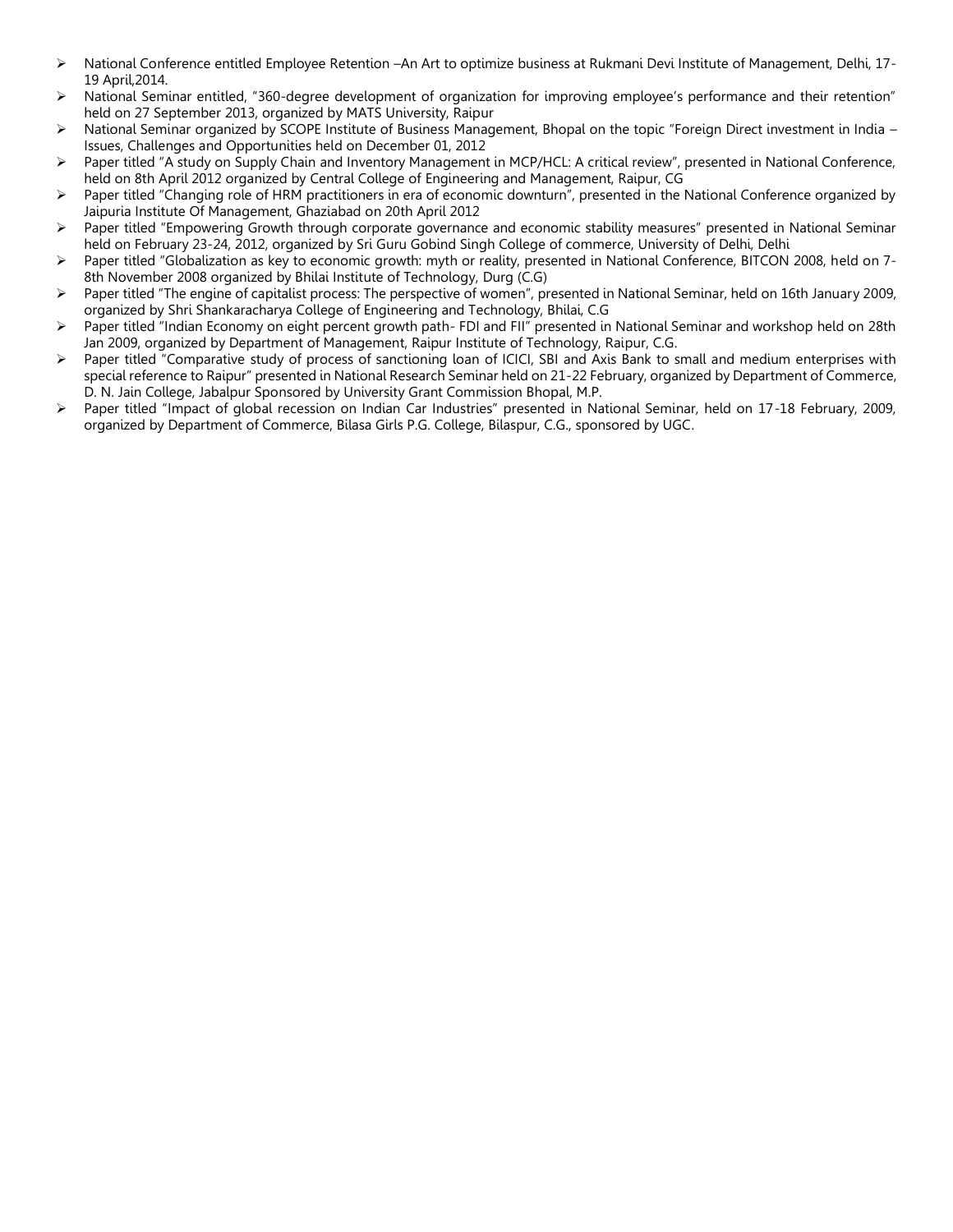- National Conference entitled Employee Retention –An Art to optimize business at Rukmani Devi Institute of Management, Delhi, 17-19 April,2014.
- National Seminar entitled, "360-degree development of organization for improving employee's performance and their retention" held on 27 September 2013, organized by MATS University, Raipur
- National Seminar organized by SCOPE Institute of Business Management, Bhopal on the topic "Foreign Direct investment in India – Issues, Challenges and Opportunities held on December 01, 2012
- Paper titled "A study on Supply Chain and Inventory Management in MCP/HCL: A critical review", presented in National Conference, held on 8th April 2012 organized by Central College of Engineering and Management, Raipur, CG
- Paper titled "Changing role of HRM practitioners in era of economic downturn", presented in the National Conference organized by Jaipuria Institute Of Management, Ghaziabad on 20th April 2012
- Paper titled "Empowering Growth through corporate governance and economic stability measures" presented in National Seminar held on February 23-24, 2012, organized by Sri Guru Gobind Singh College of commerce, University of Delhi, Delhi
- Paper titled "Globalization as key to economic growth: myth or reality, presented in National Conference, BITCON 2008, held on 7-8th November 2008 organized by Bhilai Institute of Technology, Durg (C.G)
- Paper titled "The engine of capitalist process: The perspective of women", presented in National Seminar, held on 16th January 2009, organized by Shri Shankaracharya College of Engineering and Technology, Bhilai, C.G
- Paper titled "Indian Economy on eight percent growth path- FDI and FII" presented in National Seminar and workshop held on 28th Jan 2009, organized by Department of Management, Raipur Institute of Technology, Raipur, C.G.
- Paper titled "Comparative study of process of sanctioning loan of ICICI, SBI and Axis Bank to small and medium enterprises with special reference to Raipur" presented in National Research Seminar held on 21-22 February, organized by Department of Commerce, D. N. Jain College, Jabalpur Sponsored by University Grant Commission Bhopal, M.P.
- Paper titled "Impact of global recession on Indian Car Industries" presented in National Seminar, held on 17-18 February, 2009, organized by Department of Commerce, Bilasa Girls P.G. College, Bilaspur, C.G., sponsored by UGC.